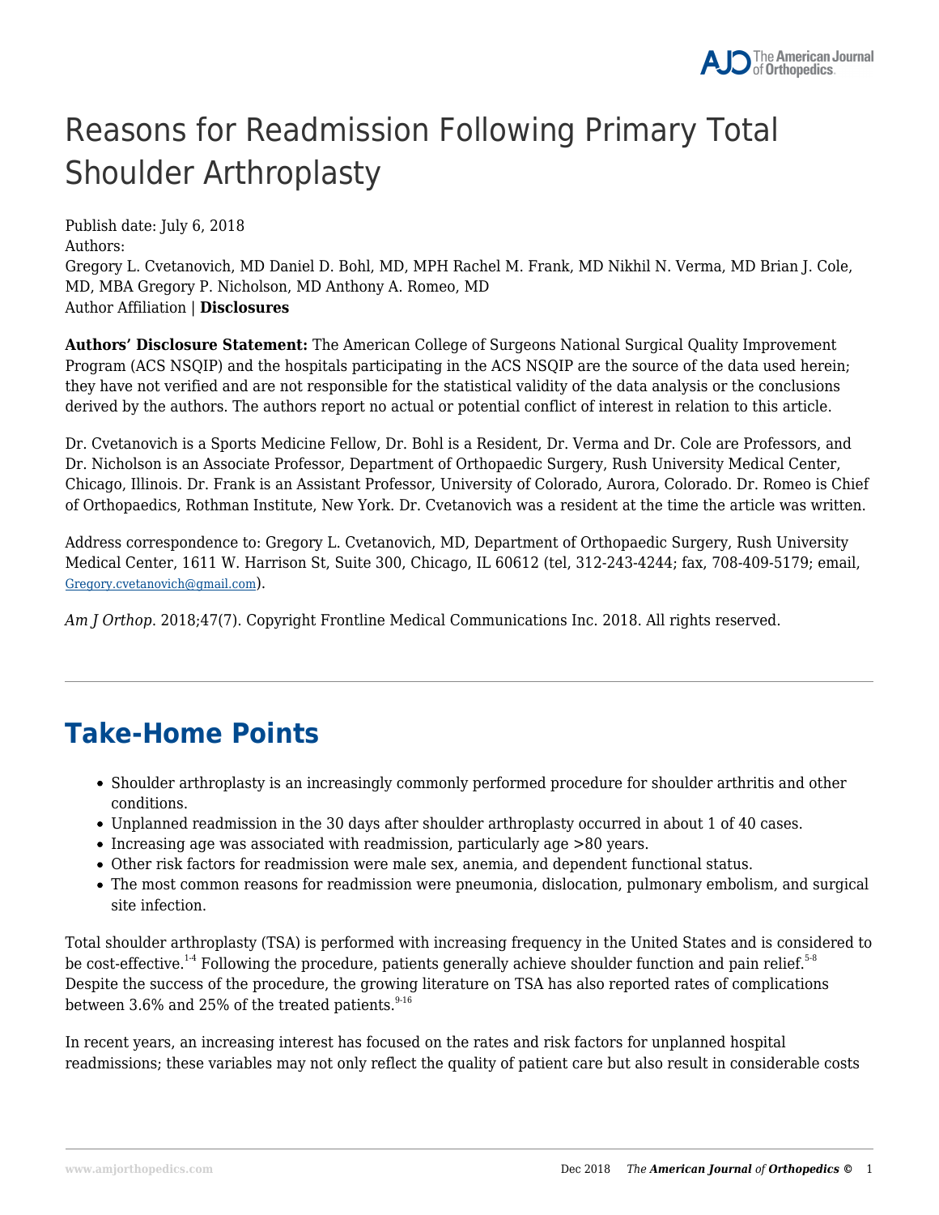# Reasons for Readmission Following Primary Total Shoulder Arthroplasty

Publish date: July 6, 2018

Authors:

Gregory L. Cvetanovich, MD Daniel D. Bohl, MD, MPH Rachel M. Frank, MD Nikhil N. Verma, MD Brian J. Cole, MD, MBA Gregory P. Nicholson, MD Anthony A. Romeo, MD

Author Affiliation | **Disclosures**

**Authors' Disclosure Statement:** The American College of Surgeons National Surgical Quality Improvement Program (ACS NSQIP) and the hospitals participating in the ACS NSQIP are the source of the data used herein; they have not verified and are not responsible for the statistical validity of the data analysis or the conclusions derived by the authors. The authors report no actual or potential conflict of interest in relation to this article.

Dr. Cvetanovich is a Sports Medicine Fellow, Dr. Bohl is a Resident, Dr. Verma and Dr. Cole are Professors, and Dr. Nicholson is an Associate Professor, Department of Orthopaedic Surgery, Rush University Medical Center, Chicago, Illinois. Dr. Frank is an Assistant Professor, University of Colorado, Aurora, Colorado. Dr. Romeo is Chief of Orthopaedics, Rothman Institute, New York. Dr. Cvetanovich was a resident at the time the article was written.

Address correspondence to: Gregory L. Cvetanovich, MD, Department of Orthopaedic Surgery, Rush University Medical Center, 1611 W. Harrison St, Suite 300, Chicago, IL 60612 (tel, 312-243-4244; fax, 708-409-5179; email, Gregory.cvetanovich@gmail.com).

*Am J Orthop.* 2018;47(7). Copyright Frontline Medical Communications Inc. 2018. All rights reserved.

---

## Take-Home Points

- Shoulder arthroplasty is an increasingly commonly performed procedure for shoulder arthritis and other conditions.
- Unplanned readmission in the 30 days after shoulder arthroplasty occurred in about 1 of 40 cases.
- Increasing age was associated with readmission, particularly age >80 years.
- Other risk factors for readmission were male sex, anemia, and dependent functional status.
- The most common reasons for readmission were pneumonia, dislocation, pulmonary embolism, and surgical site infection.

Total shoulder arthroplasty (TSA) is performed with increasing frequency in the United States and is considered to be cost-effective.[1-4] Following the procedure, patients generally achieve shoulder function and pain relief.[5-8] Despite the success of the procedure, the growing literature on TSA has also reported rates of complications between 3.6% and 25% of the treated patients.[9-16]

In recent years, an increasing interest has focused on the rates and risk factors for unplanned hospital readmissions; these variables may not only reflect the quality of patient care but also result in considerable costs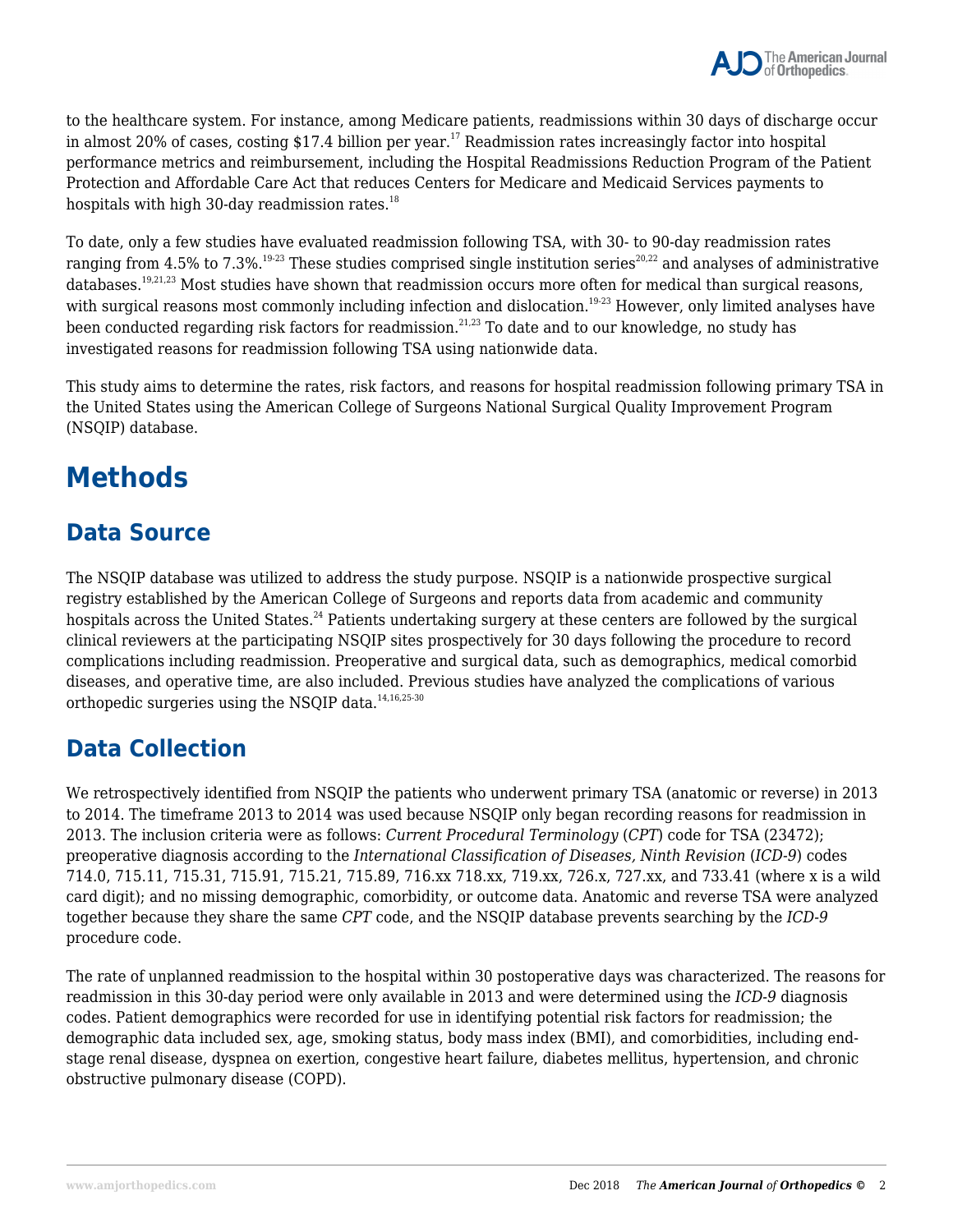to the healthcare system. For instance, among Medicare patients, readmissions within 30 days of discharge occur in almost 20% of cases, costing $17.4 billion per year.[17] Readmission rates increasingly factor into hospital performance metrics and reimbursement, including the Hospital Readmissions Reduction Program of the Patient Protection and Affordable Care Act that reduces Centers for Medicare and Medicaid Services payments to hospitals with high 30-day readmission rates.[18]

To date, only a few studies have evaluated readmission following TSA, with 30- to 90-day readmission rates ranging from 4.5% to 7.3%.[19-23] These studies comprised single institution series[20,22] and analyses of administrative databases.[19,21,23] Most studies have shown that readmission occurs more often for medical than surgical reasons, with surgical reasons most commonly including infection and dislocation.[19-23] However, only limited analyses have been conducted regarding risk factors for readmission.[21,23] To date and to our knowledge, no study has investigated reasons for readmission following TSA using nationwide data.

This study aims to determine the rates, risk factors, and reasons for hospital readmission following primary TSA in the United States using the American College of Surgeons National Surgical Quality Improvement Program (NSQIP) database.

# Methods

## Data Source

The NSQIP database was utilized to address the study purpose. NSQIP is a nationwide prospective surgical registry established by the American College of Surgeons and reports data from academic and community hospitals across the United States.[24] Patients undertaking surgery at these centers are followed by the surgical clinical reviewers at the participating NSQIP sites prospectively for 30 days following the procedure to record complications including readmission. Preoperative and surgical data, such as demographics, medical comorbid diseases, and operative time, are also included. Previous studies have analyzed the complications of various orthopedic surgeries using the NSQIP data.[14,16,25-30]

## Data Collection

We retrospectively identified from NSQIP the patients who underwent primary TSA (anatomic or reverse) in 2013 to 2014. The timeframe 2013 to 2014 was used because NSQIP only began recording reasons for readmission in 2013. The inclusion criteria were as follows: *Current Procedural Terminology* (*CPT*) code for TSA (23472); preoperative diagnosis according to the *International Classification of Diseases, Ninth Revision* (*ICD-9*) codes 714.0, 715.11, 715.31, 715.91, 715.21, 715.89, 716.xx 718.xx, 719.xx, 726.x, 727.xx, and 733.41 (where x is a wild card digit); and no missing demographic, comorbidity, or outcome data. Anatomic and reverse TSA were analyzed together because they share the same *CPT* code, and the NSQIP database prevents searching by the *ICD-9* procedure code.

The rate of unplanned readmission to the hospital within 30 postoperative days was characterized. The reasons for readmission in this 30-day period were only available in 2013 and were determined using the *ICD-9* diagnosis codes. Patient demographics were recorded for use in identifying potential risk factors for readmission; the demographic data included sex, age, smoking status, body mass index (BMI), and comorbidities, including end-stage renal disease, dyspnea on exertion, congestive heart failure, diabetes mellitus, hypertension, and chronic obstructive pulmonary disease (COPD).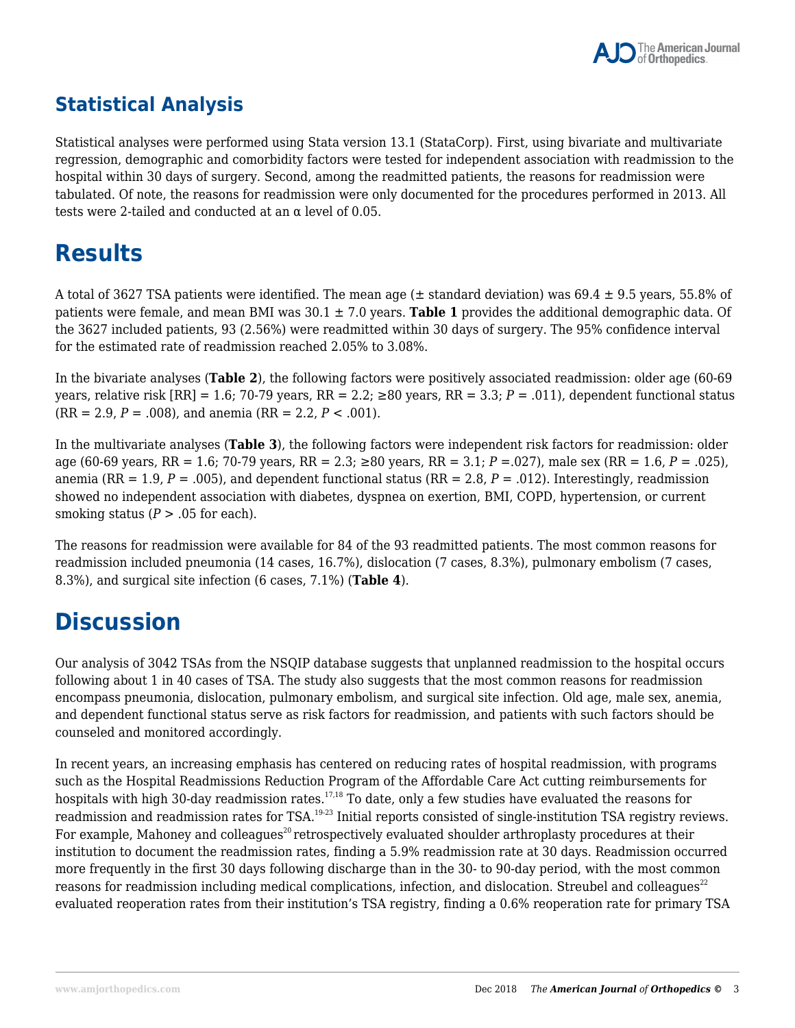## Statistical Analysis

Statistical analyses were performed using Stata version 13.1 (StataCorp). First, using bivariate and multivariate regression, demographic and comorbidity factors were tested for independent association with readmission to the hospital within 30 days of surgery. Second, among the readmitted patients, the reasons for readmission were tabulated. Of note, the reasons for readmission were only documented for the procedures performed in 2013. All tests were 2-tailed and conducted at an α level of 0.05.

# Results

A total of 3627 TSA patients were identified. The mean age (± standard deviation) was 69.4 ± 9.5 years, 55.8% of patients were female, and mean BMI was 30.1 ± 7.0 years. **Table 1** provides the additional demographic data. Of the 3627 included patients, 93 (2.56%) were readmitted within 30 days of surgery. The 95% confidence interval for the estimated rate of readmission reached 2.05% to 3.08%.

In the bivariate analyses (**Table 2**), the following factors were positively associated readmission: older age (60-69 years, relative risk [RR] = 1.6; 70-79 years, RR = 2.2; ≥80 years, RR = 3.3; *P* = .011), dependent functional status (RR = 2.9, *P* = .008), and anemia (RR = 2.2, *P* < .001).

In the multivariate analyses (**Table 3**), the following factors were independent risk factors for readmission: older age (60-69 years, RR = 1.6; 70-79 years, RR = 2.3; ≥80 years, RR = 3.1; *P* =.027), male sex (RR = 1.6, *P* = .025), anemia (RR = 1.9, *P* = .005), and dependent functional status (RR = 2.8, *P* = .012). Interestingly, readmission showed no independent association with diabetes, dyspnea on exertion, BMI, COPD, hypertension, or current smoking status (*P* > .05 for each).

The reasons for readmission were available for 84 of the 93 readmitted patients. The most common reasons for readmission included pneumonia (14 cases, 16.7%), dislocation (7 cases, 8.3%), pulmonary embolism (7 cases, 8.3%), and surgical site infection (6 cases, 7.1%) (**Table 4**).

# Discussion

Our analysis of 3042 TSAs from the NSQIP database suggests that unplanned readmission to the hospital occurs following about 1 in 40 cases of TSA. The study also suggests that the most common reasons for readmission encompass pneumonia, dislocation, pulmonary embolism, and surgical site infection. Old age, male sex, anemia, and dependent functional status serve as risk factors for readmission, and patients with such factors should be counseled and monitored accordingly.

In recent years, an increasing emphasis has centered on reducing rates of hospital readmission, with programs such as the Hospital Readmissions Reduction Program of the Affordable Care Act cutting reimbursements for hospitals with high 30-day readmission rates.[17,18] To date, only a few studies have evaluated the reasons for readmission and readmission rates for TSA.[19-23] Initial reports consisted of single-institution TSA registry reviews. For example, Mahoney and colleagues[20] retrospectively evaluated shoulder arthroplasty procedures at their institution to document the readmission rates, finding a 5.9% readmission rate at 30 days. Readmission occurred more frequently in the first 30 days following discharge than in the 30- to 90-day period, with the most common reasons for readmission including medical complications, infection, and dislocation. Streubel and colleagues[22] evaluated reoperation rates from their institution's TSA registry, finding a 0.6% reoperation rate for primary TSA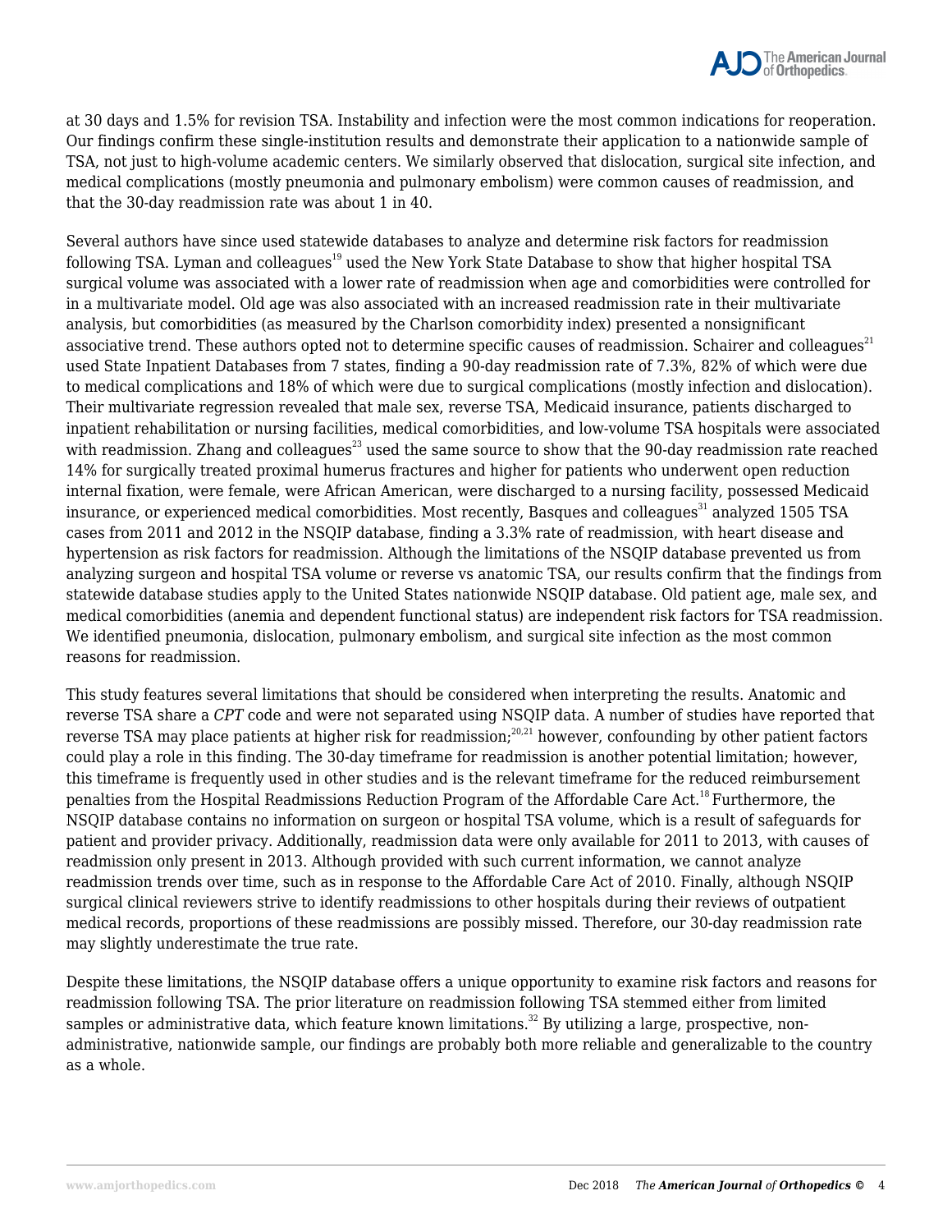at 30 days and 1.5% for revision TSA. Instability and infection were the most common indications for reoperation. Our findings confirm these single-institution results and demonstrate their application to a nationwide sample of TSA, not just to high-volume academic centers. We similarly observed that dislocation, surgical site infection, and medical complications (mostly pneumonia and pulmonary embolism) were common causes of readmission, and that the 30-day readmission rate was about 1 in 40.

Several authors have since used statewide databases to analyze and determine risk factors for readmission following TSA. Lyman and colleagues[19] used the New York State Database to show that higher hospital TSA surgical volume was associated with a lower rate of readmission when age and comorbidities were controlled for in a multivariate model. Old age was also associated with an increased readmission rate in their multivariate analysis, but comorbidities (as measured by the Charlson comorbidity index) presented a nonsignificant associative trend. These authors opted not to determine specific causes of readmission. Schairer and colleagues[21] used State Inpatient Databases from 7 states, finding a 90-day readmission rate of 7.3%, 82% of which were due to medical complications and 18% of which were due to surgical complications (mostly infection and dislocation). Their multivariate regression revealed that male sex, reverse TSA, Medicaid insurance, patients discharged to inpatient rehabilitation or nursing facilities, medical comorbidities, and low-volume TSA hospitals were associated with readmission. Zhang and colleagues[23] used the same source to show that the 90-day readmission rate reached 14% for surgically treated proximal humerus fractures and higher for patients who underwent open reduction internal fixation, were female, were African American, were discharged to a nursing facility, possessed Medicaid insurance, or experienced medical comorbidities. Most recently, Basques and colleagues[31] analyzed 1505 TSA cases from 2011 and 2012 in the NSQIP database, finding a 3.3% rate of readmission, with heart disease and hypertension as risk factors for readmission. Although the limitations of the NSQIP database prevented us from analyzing surgeon and hospital TSA volume or reverse vs anatomic TSA, our results confirm that the findings from statewide database studies apply to the United States nationwide NSQIP database. Old patient age, male sex, and medical comorbidities (anemia and dependent functional status) are independent risk factors for TSA readmission. We identified pneumonia, dislocation, pulmonary embolism, and surgical site infection as the most common reasons for readmission.

This study features several limitations that should be considered when interpreting the results. Anatomic and reverse TSA share a *CPT* code and were not separated using NSQIP data. A number of studies have reported that reverse TSA may place patients at higher risk for readmission;[20,21] however, confounding by other patient factors could play a role in this finding. The 30-day timeframe for readmission is another potential limitation; however, this timeframe is frequently used in other studies and is the relevant timeframe for the reduced reimbursement penalties from the Hospital Readmissions Reduction Program of the Affordable Care Act.[18] Furthermore, the NSQIP database contains no information on surgeon or hospital TSA volume, which is a result of safeguards for patient and provider privacy. Additionally, readmission data were only available for 2011 to 2013, with causes of readmission only present in 2013. Although provided with such current information, we cannot analyze readmission trends over time, such as in response to the Affordable Care Act of 2010. Finally, although NSQIP surgical clinical reviewers strive to identify readmissions to other hospitals during their reviews of outpatient medical records, proportions of these readmissions are possibly missed. Therefore, our 30-day readmission rate may slightly underestimate the true rate.

Despite these limitations, the NSQIP database offers a unique opportunity to examine risk factors and reasons for readmission following TSA. The prior literature on readmission following TSA stemmed either from limited samples or administrative data, which feature known limitations.[32] By utilizing a large, prospective, non-administrative, nationwide sample, our findings are probably both more reliable and generalizable to the country as a whole.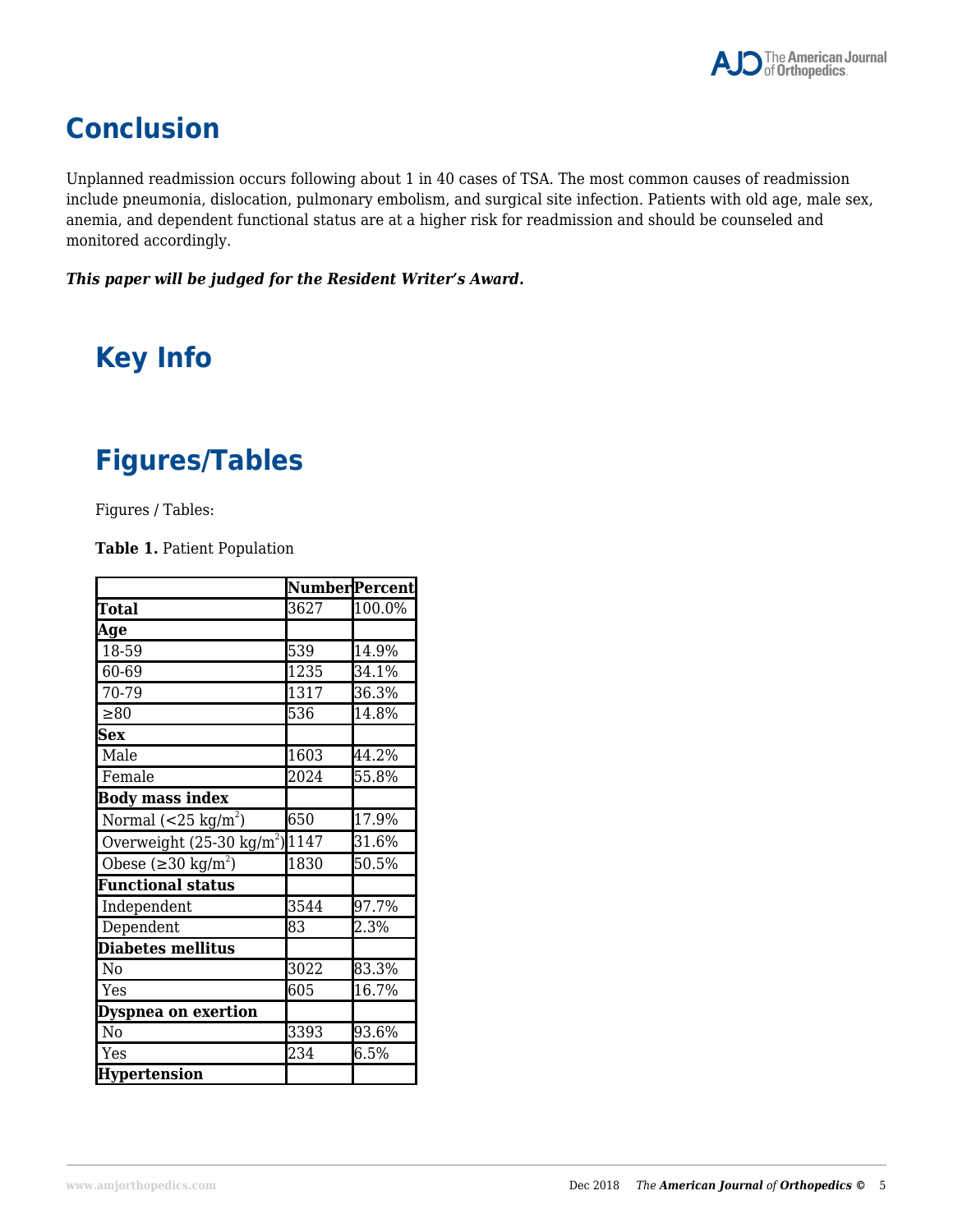## Conclusion

Unplanned readmission occurs following about 1 in 40 cases of TSA. The most common causes of readmission include pneumonia, dislocation, pulmonary embolism, and surgical site infection. Patients with old age, male sex, anemia, and dependent functional status are at a higher risk for readmission and should be counseled and monitored accordingly.

***This paper will be judged for the Resident Writer's Award.***

## Key Info

## Figures/Tables

Figures / Tables:

**Table 1.** Patient Population

| | Number | Percent |
|---|---|---|
| **Total** | 3627 | 100.0% |
| **Age** | | |
| 18-59 | 539 | 14.9% |
| 60-69 | 1235 | 34.1% |
| 70-79 | 1317 | 36.3% |
| ≥80 | 536 | 14.8% |
| **Sex** | | |
| Male | 1603 | 44.2% |
| Female | 2024 | 55.8% |
| **Body mass index** | | |
| Normal (<25 kg/m$^2$) | 650 | 17.9% |
| Overweight (25-30 kg/m$^2$) | 1147 | 31.6% |
| Obese (≥30 kg/m$^2$) | 1830 | 50.5% |
| **Functional status** | | |
| Independent | 3544 | 97.7% |
| Dependent | 83 | 2.3% |
| **Diabetes mellitus** | | |
| No | 3022 | 83.3% |
| Yes | 605 | 16.7% |
| **Dyspnea on exertion** | | |
| No | 3393 | 93.6% |
| Yes | 234 | 6.5% |
| **Hypertension** | | |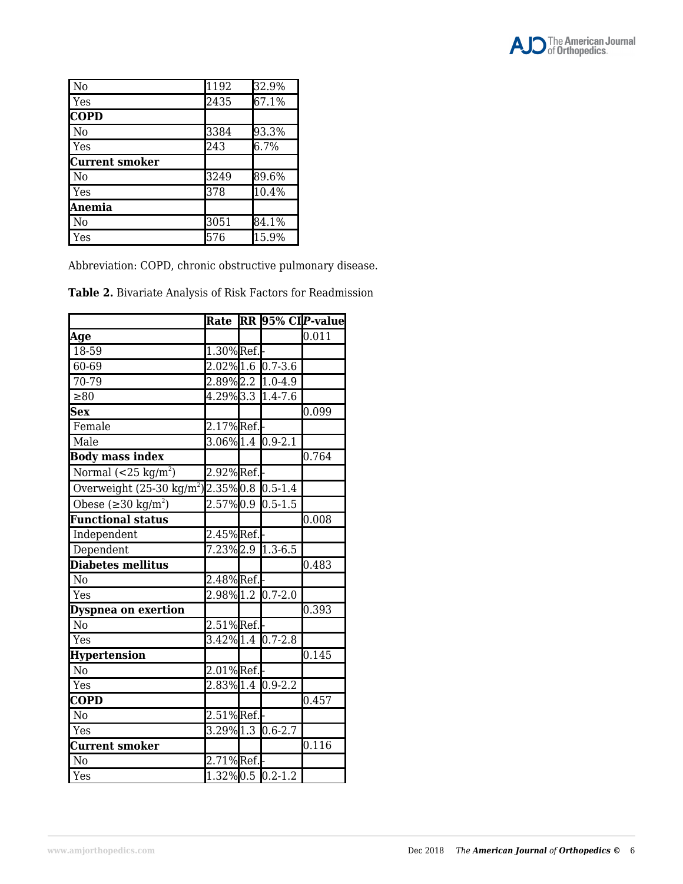| | | |
|---|---|---|
| No | 1192 | 32.9% |
| Yes | 2435 | 67.1% |
| **COPD** | | |
| No | 3384 | 93.3% |
| Yes | 243 | 6.7% |
| **Current smoker** | | |
| No | 3249 | 89.6% |
| Yes | 378 | 10.4% |
| **Anemia** | | |
| No | 3051 | 84.1% |
| Yes | 576 | 15.9% |

Abbreviation: COPD, chronic obstructive pulmonary disease.

**Table 2.** Bivariate Analysis of Risk Factors for Readmission

| | Rate | RR | 95% CI | *P*-value |
|---|---|---|---|---|
| **Age** | | | | 0.011 |
| 18-59 | 1.30% | Ref. | - | |
| 60-69 | 2.02% | 1.6 | 0.7-3.6 | |
| 70-79 | 2.89% | 2.2 | 1.0-4.9 | |
| ≥80 | 4.29% | 3.3 | 1.4-7.6 | |
| **Sex** | | | | 0.099 |
| Female | 2.17% | Ref. | - | |
| Male | 3.06% | 1.4 | 0.9-2.1 | |
| **Body mass index** | | | | 0.764 |
| Normal (<25 kg/m$^2$) | 2.92% | Ref. | - | |
| Overweight (25-30 kg/m$^2$) | 2.35% | 0.8 | 0.5-1.4 | |
| Obese (≥30 kg/m$^2$) | 2.57% | 0.9 | 0.5-1.5 | |
| **Functional status** | | | | 0.008 |
| Independent | 2.45% | Ref. | - | |
| Dependent | 7.23% | 2.9 | 1.3-6.5 | |
| **Diabetes mellitus** | | | | 0.483 |
| No | 2.48% | Ref. | - | |
| Yes | 2.98% | 1.2 | 0.7-2.0 | |
| **Dyspnea on exertion** | | | | 0.393 |
| No | 2.51% | Ref. | - | |
| Yes | 3.42% | 1.4 | 0.7-2.8 | |
| **Hypertension** | | | | 0.145 |
| No | 2.01% | Ref. | - | |
| Yes | 2.83% | 1.4 | 0.9-2.2 | |
| **COPD** | | | | 0.457 |
| No | 2.51% | Ref. | - | |
| Yes | 3.29% | 1.3 | 0.6-2.7 | |
| **Current smoker** | | | | 0.116 |
| No | 2.71% | Ref. | - | |
| Yes | 1.32% | 0.5 | 0.2-1.2 | |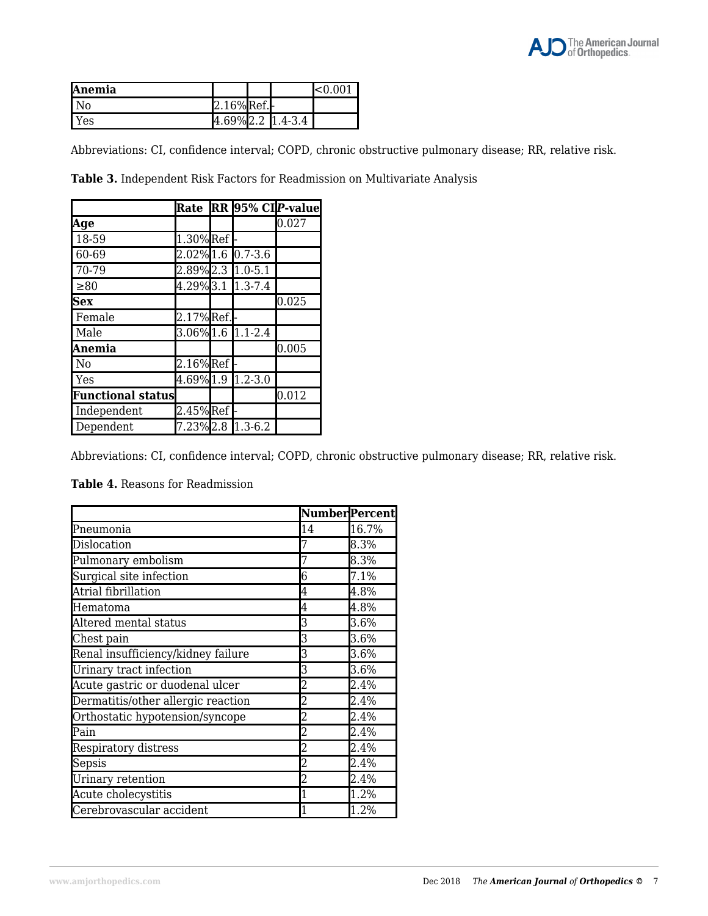| Anemia | | | | <0.001 |
|---|---|---|---|---|
| No | 2.16% | Ref. | - | |
| Yes | 4.69% | 2.2 | 1.4-3.4 | |

Abbreviations: CI, confidence interval; COPD, chronic obstructive pulmonary disease; RR, relative risk.

**Table 3.** Independent Risk Factors for Readmission on Multivariate Analysis

| | Rate | RR | 95% CI | *P*-value |
|---|---|---|---|---|
| **Age** | | | | 0.027 |
| 18-59 | 1.30% | Ref | - | |
| 60-69 | 2.02% | 1.6 | 0.7-3.6 | |
| 70-79 | 2.89% | 2.3 | 1.0-5.1 | |
| ≥80 | 4.29% | 3.1 | 1.3-7.4 | |
| **Sex** | | | | 0.025 |
| Female | 2.17% | Ref. | - | |
| Male | 3.06% | 1.6 | 1.1-2.4 | |
| **Anemia** | | | | 0.005 |
| No | 2.16% | Ref | - | |
| Yes | 4.69% | 1.9 | 1.2-3.0 | |
| **Functional status** | | | | 0.012 |
| Independent | 2.45% | Ref | - | |
| Dependent | 7.23% | 2.8 | 1.3-6.2 | |

Abbreviations: CI, confidence interval; COPD, chronic obstructive pulmonary disease; RR, relative risk.

**Table 4.** Reasons for Readmission

| | Number | Percent |
|---|---|---|
| Pneumonia | 14 | 16.7% |
| Dislocation | 7 | 8.3% |
| Pulmonary embolism | 7 | 8.3% |
| Surgical site infection | 6 | 7.1% |
| Atrial fibrillation | 4 | 4.8% |
| Hematoma | 4 | 4.8% |
| Altered mental status | 3 | 3.6% |
| Chest pain | 3 | 3.6% |
| Renal insufficiency/kidney failure | 3 | 3.6% |
| Urinary tract infection | 3 | 3.6% |
| Acute gastric or duodenal ulcer | 2 | 2.4% |
| Dermatitis/other allergic reaction | 2 | 2.4% |
| Orthostatic hypotension/syncope | 2 | 2.4% |
| Pain | 2 | 2.4% |
| Respiratory distress | 2 | 2.4% |
| Sepsis | 2 | 2.4% |
| Urinary retention | 2 | 2.4% |
| Acute cholecystitis | 1 | 1.2% |
| Cerebrovascular accident | 1 | 1.2% |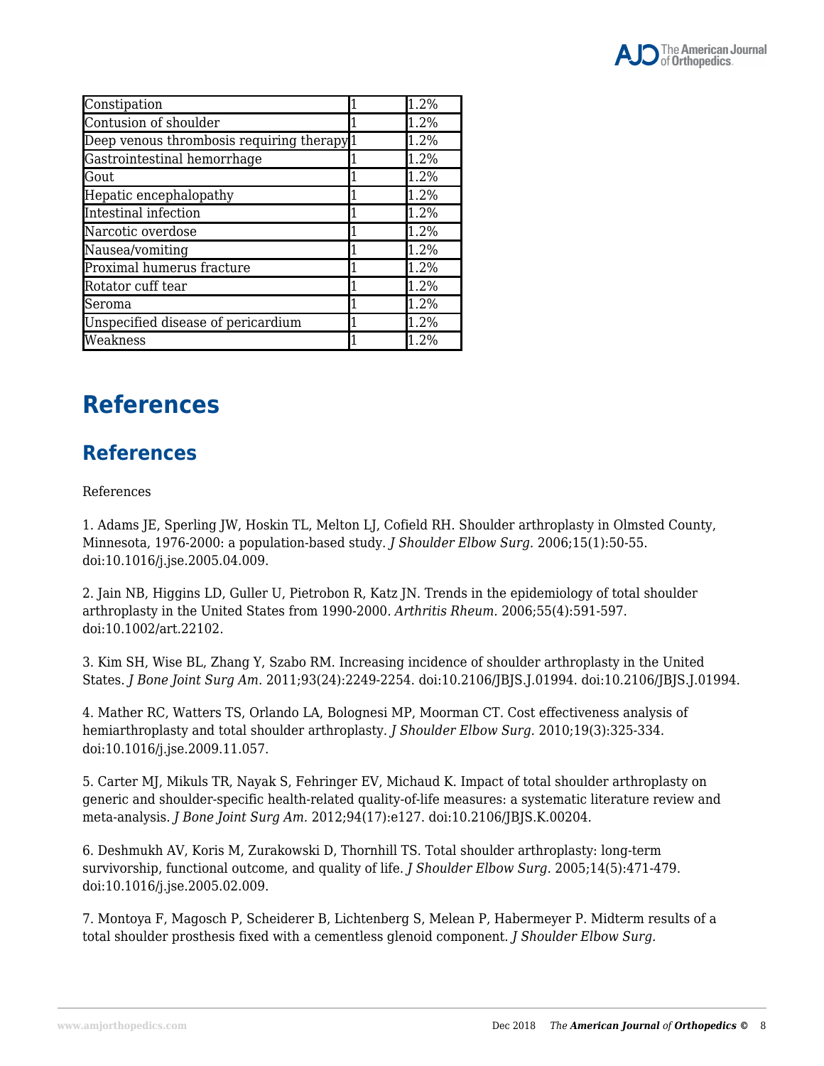| Constipation | 1 | 1.2% |
|---|---|---|
| Contusion of shoulder | 1 | 1.2% |
| Deep venous thrombosis requiring therapy | 1 | 1.2% |
| Gastrointestinal hemorrhage | 1 | 1.2% |
| Gout | 1 | 1.2% |
| Hepatic encephalopathy | 1 | 1.2% |
| Intestinal infection | 1 | 1.2% |
| Narcotic overdose | 1 | 1.2% |
| Nausea/vomiting | 1 | 1.2% |
| Proximal humerus fracture | 1 | 1.2% |
| Rotator cuff tear | 1 | 1.2% |
| Seroma | 1 | 1.2% |
| Unspecified disease of pericardium | 1 | 1.2% |
| Weakness | 1 | 1.2% |

# References

## References

References

1. Adams JE, Sperling JW, Hoskin TL, Melton LJ, Cofield RH. Shoulder arthroplasty in Olmsted County, Minnesota, 1976-2000: a population-based study. *J Shoulder Elbow Surg.* 2006;15(1):50-55. doi:10.1016/j.jse.2005.04.009.

2. Jain NB, Higgins LD, Guller U, Pietrobon R, Katz JN. Trends in the epidemiology of total shoulder arthroplasty in the United States from 1990-2000. *Arthritis Rheum.* 2006;55(4):591-597. doi:10.1002/art.22102.

3. Kim SH, Wise BL, Zhang Y, Szabo RM. Increasing incidence of shoulder arthroplasty in the United States. *J Bone Joint Surg Am.* 2011;93(24):2249-2254. doi:10.2106/JBJS.J.01994. doi:10.2106/JBJS.J.01994.

4. Mather RC, Watters TS, Orlando LA, Bolognesi MP, Moorman CT. Cost effectiveness analysis of hemiarthroplasty and total shoulder arthroplasty. *J Shoulder Elbow Surg.* 2010;19(3):325-334. doi:10.1016/j.jse.2009.11.057.

5. Carter MJ, Mikuls TR, Nayak S, Fehringer EV, Michaud K. Impact of total shoulder arthroplasty on generic and shoulder-specific health-related quality-of-life measures: a systematic literature review and meta-analysis. *J Bone Joint Surg Am.* 2012;94(17):e127. doi:10.2106/JBJS.K.00204.

6. Deshmukh AV, Koris M, Zurakowski D, Thornhill TS. Total shoulder arthroplasty: long-term survivorship, functional outcome, and quality of life. *J Shoulder Elbow Surg.* 2005;14(5):471-479. doi:10.1016/j.jse.2005.02.009.

7. Montoya F, Magosch P, Scheiderer B, Lichtenberg S, Melean P, Habermeyer P. Midterm results of a total shoulder prosthesis fixed with a cementless glenoid component. *J Shoulder Elbow Surg.*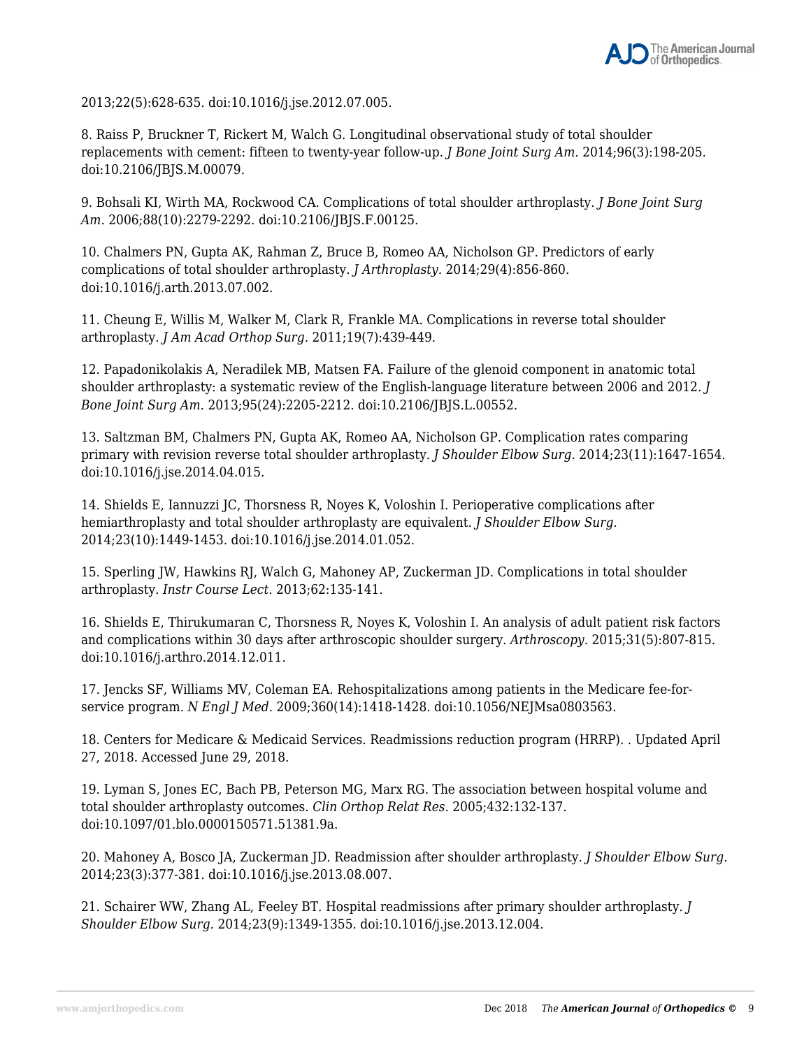2013;22(5):628-635. doi:10.1016/j.jse.2012.07.005.

8. Raiss P, Bruckner T, Rickert M, Walch G. Longitudinal observational study of total shoulder replacements with cement: fifteen to twenty-year follow-up. *J Bone Joint Surg Am.* 2014;96(3):198-205. doi:10.2106/JBJS.M.00079.

9. Bohsali KI, Wirth MA, Rockwood CA. Complications of total shoulder arthroplasty. *J Bone Joint Surg Am.* 2006;88(10):2279-2292. doi:10.2106/JBJS.F.00125.

10. Chalmers PN, Gupta AK, Rahman Z, Bruce B, Romeo AA, Nicholson GP. Predictors of early complications of total shoulder arthroplasty. *J Arthroplasty.* 2014;29(4):856-860. doi:10.1016/j.arth.2013.07.002.

11. Cheung E, Willis M, Walker M, Clark R, Frankle MA. Complications in reverse total shoulder arthroplasty. *J Am Acad Orthop Surg.* 2011;19(7):439-449.

12. Papadonikolakis A, Neradilek MB, Matsen FA. Failure of the glenoid component in anatomic total shoulder arthroplasty: a systematic review of the English-language literature between 2006 and 2012. *J Bone Joint Surg Am.* 2013;95(24):2205-2212. doi:10.2106/JBJS.L.00552.

13. Saltzman BM, Chalmers PN, Gupta AK, Romeo AA, Nicholson GP. Complication rates comparing primary with revision reverse total shoulder arthroplasty. *J Shoulder Elbow Surg.* 2014;23(11):1647-1654. doi:10.1016/j.jse.2014.04.015.

14. Shields E, Iannuzzi JC, Thorsness R, Noyes K, Voloshin I. Perioperative complications after hemiarthroplasty and total shoulder arthroplasty are equivalent. *J Shoulder Elbow Surg.* 2014;23(10):1449-1453. doi:10.1016/j.jse.2014.01.052.

15. Sperling JW, Hawkins RJ, Walch G, Mahoney AP, Zuckerman JD. Complications in total shoulder arthroplasty. *Instr Course Lect.* 2013;62:135-141.

16. Shields E, Thirukumaran C, Thorsness R, Noyes K, Voloshin I. An analysis of adult patient risk factors and complications within 30 days after arthroscopic shoulder surgery. *Arthroscopy.* 2015;31(5):807-815. doi:10.1016/j.arthro.2014.12.011.

17. Jencks SF, Williams MV, Coleman EA. Rehospitalizations among patients in the Medicare fee-for-service program. *N Engl J Med.* 2009;360(14):1418-1428. doi:10.1056/NEJMsa0803563.

18. Centers for Medicare & Medicaid Services. Readmissions reduction program (HRRP). . Updated April 27, 2018. Accessed June 29, 2018.

19. Lyman S, Jones EC, Bach PB, Peterson MG, Marx RG. The association between hospital volume and total shoulder arthroplasty outcomes. *Clin Orthop Relat Res.* 2005;432:132-137. doi:10.1097/01.blo.0000150571.51381.9a.

20. Mahoney A, Bosco JA, Zuckerman JD. Readmission after shoulder arthroplasty. *J Shoulder Elbow Surg.* 2014;23(3):377-381. doi:10.1016/j.jse.2013.08.007.

21. Schairer WW, Zhang AL, Feeley BT. Hospital readmissions after primary shoulder arthroplasty. *J Shoulder Elbow Surg.* 2014;23(9):1349-1355. doi:10.1016/j.jse.2013.12.004.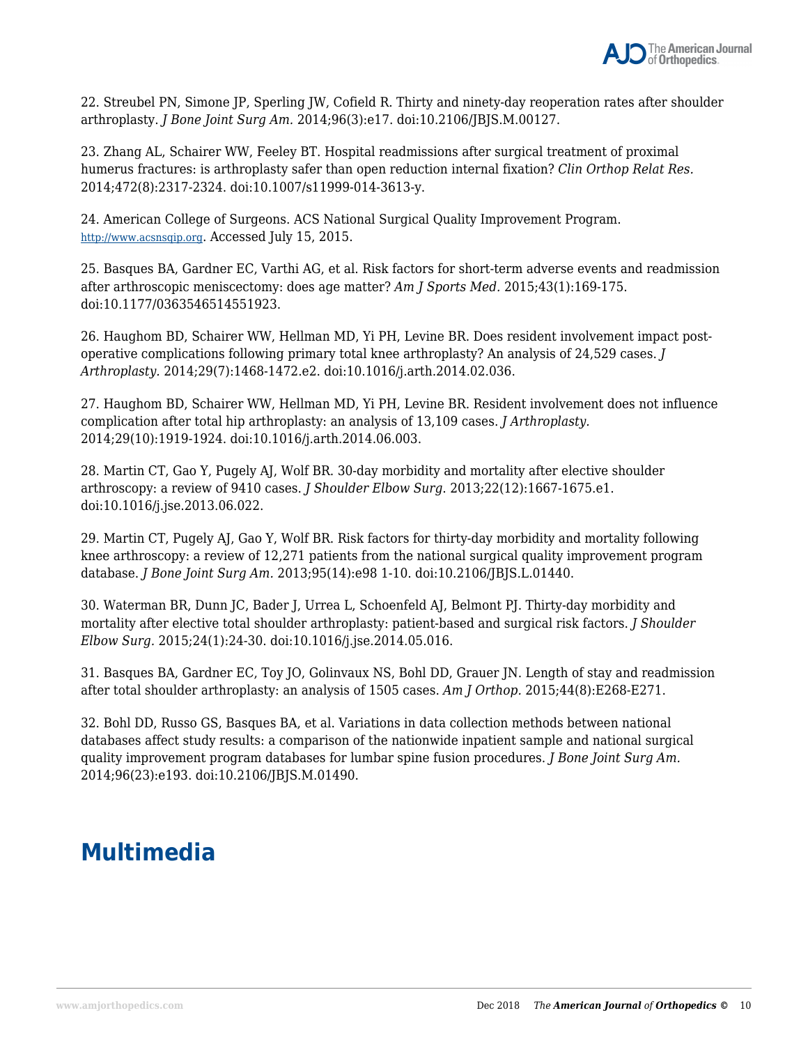22. Streubel PN, Simone JP, Sperling JW, Cofield R. Thirty and ninety-day reoperation rates after shoulder arthroplasty. *J Bone Joint Surg Am.* 2014;96(3):e17. doi:10.2106/JBJS.M.00127.

23. Zhang AL, Schairer WW, Feeley BT. Hospital readmissions after surgical treatment of proximal humerus fractures: is arthroplasty safer than open reduction internal fixation? *Clin Orthop Relat Res.* 2014;472(8):2317-2324. doi:10.1007/s11999-014-3613-y.

24. American College of Surgeons. ACS National Surgical Quality Improvement Program. http://www.acsnsqip.org. Accessed July 15, 2015.

25. Basques BA, Gardner EC, Varthi AG, et al. Risk factors for short-term adverse events and readmission after arthroscopic meniscectomy: does age matter? *Am J Sports Med.* 2015;43(1):169-175. doi:10.1177/0363546514551923.

26. Haughom BD, Schairer WW, Hellman MD, Yi PH, Levine BR. Does resident involvement impact post-operative complications following primary total knee arthroplasty? An analysis of 24,529 cases. *J Arthroplasty.* 2014;29(7):1468-1472.e2. doi:10.1016/j.arth.2014.02.036.

27. Haughom BD, Schairer WW, Hellman MD, Yi PH, Levine BR. Resident involvement does not influence complication after total hip arthroplasty: an analysis of 13,109 cases. *J Arthroplasty.* 2014;29(10):1919-1924. doi:10.1016/j.arth.2014.06.003.

28. Martin CT, Gao Y, Pugely AJ, Wolf BR. 30-day morbidity and mortality after elective shoulder arthroscopy: a review of 9410 cases. *J Shoulder Elbow Surg.* 2013;22(12):1667-1675.e1. doi:10.1016/j.jse.2013.06.022.

29. Martin CT, Pugely AJ, Gao Y, Wolf BR. Risk factors for thirty-day morbidity and mortality following knee arthroscopy: a review of 12,271 patients from the national surgical quality improvement program database. *J Bone Joint Surg Am.* 2013;95(14):e98 1-10. doi:10.2106/JBJS.L.01440.

30. Waterman BR, Dunn JC, Bader J, Urrea L, Schoenfeld AJ, Belmont PJ. Thirty-day morbidity and mortality after elective total shoulder arthroplasty: patient-based and surgical risk factors. *J Shoulder Elbow Surg.* 2015;24(1):24-30. doi:10.1016/j.jse.2014.05.016.

31. Basques BA, Gardner EC, Toy JO, Golinvaux NS, Bohl DD, Grauer JN. Length of stay and readmission after total shoulder arthroplasty: an analysis of 1505 cases. *Am J Orthop.* 2015;44(8):E268-E271.

32. Bohl DD, Russo GS, Basques BA, et al. Variations in data collection methods between national databases affect study results: a comparison of the nationwide inpatient sample and national surgical quality improvement program databases for lumbar spine fusion procedures. *J Bone Joint Surg Am.* 2014;96(23):e193. doi:10.2106/JBJS.M.01490.

# Multimedia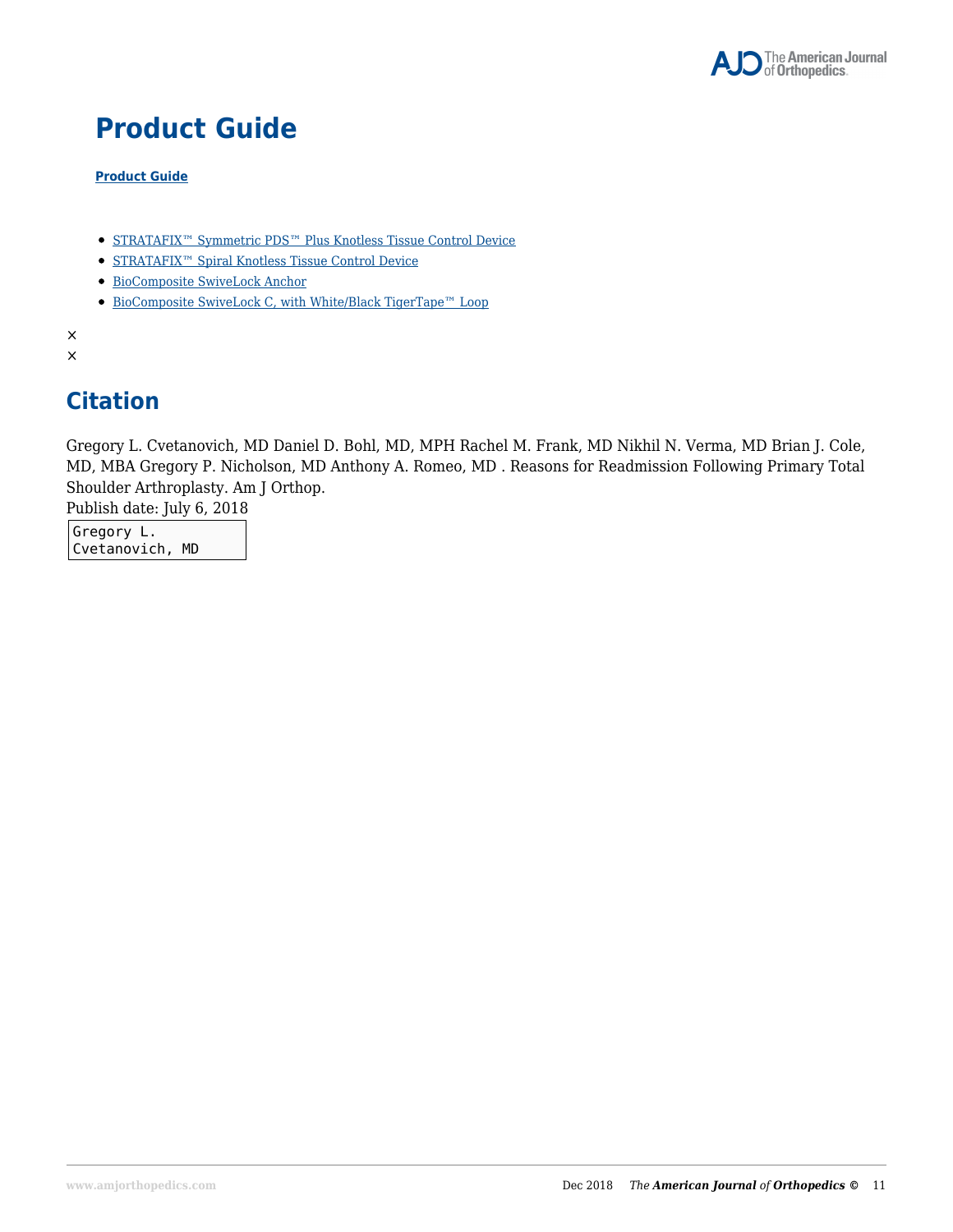# Product Guide

**Product Guide**

- STRATAFIX™ Symmetric PDS™ Plus Knotless Tissue Control Device
- STRATAFIX™ Spiral Knotless Tissue Control Device
- BioComposite SwiveLock Anchor
- BioComposite SwiveLock C, with White/Black TigerTape™ Loop

×
×

## Citation

Gregory L. Cvetanovich, MD Daniel D. Bohl, MD, MPH Rachel M. Frank, MD Nikhil N. Verma, MD Brian J. Cole, MD, MBA Gregory P. Nicholson, MD Anthony A. Romeo, MD . Reasons for Readmission Following Primary Total Shoulder Arthroplasty. Am J Orthop.
Publish date: July 6, 2018

```
Gregory L.
Cvetanovich, MD
```